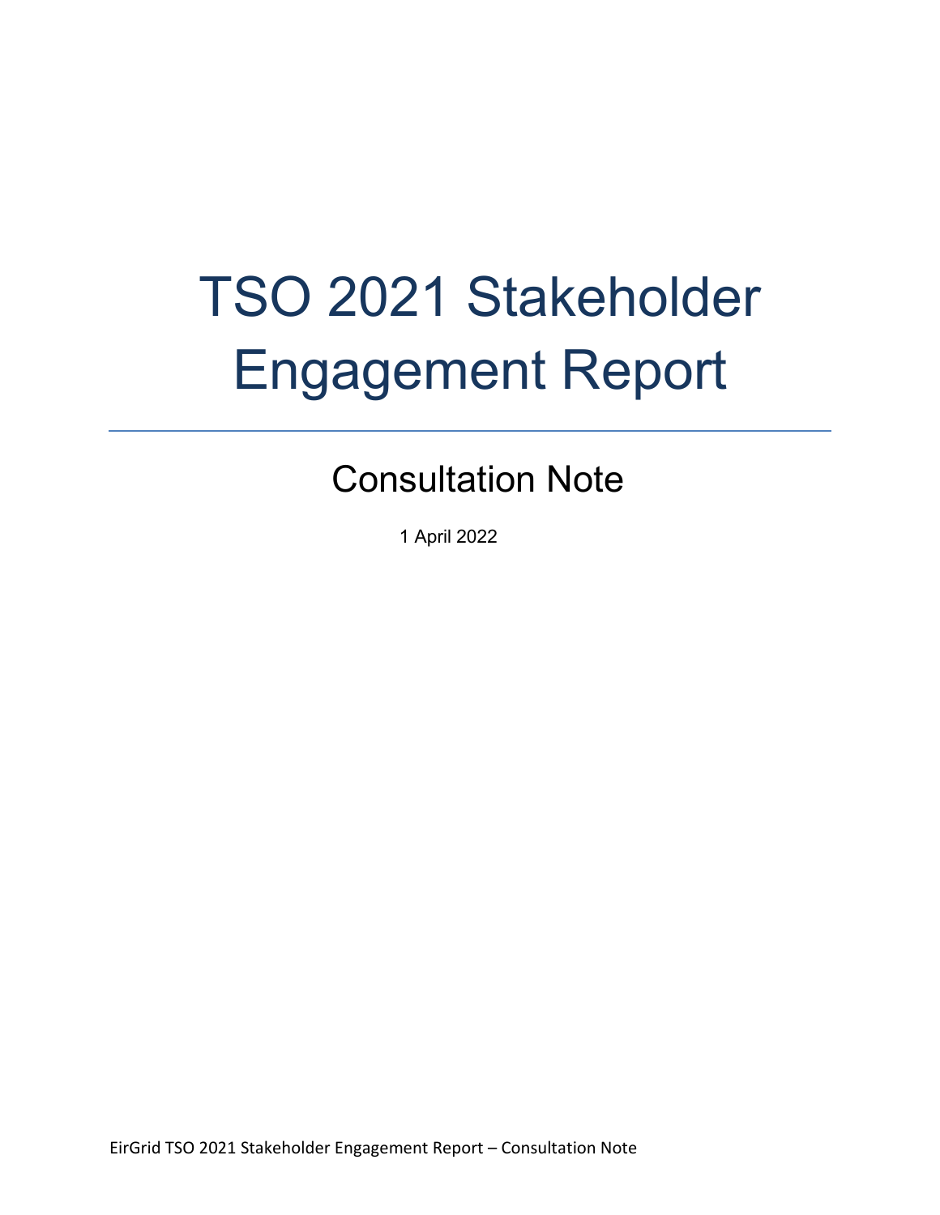# TSO 2021 Stakeholder Engagement Report

## Consultation Note

1 April 2022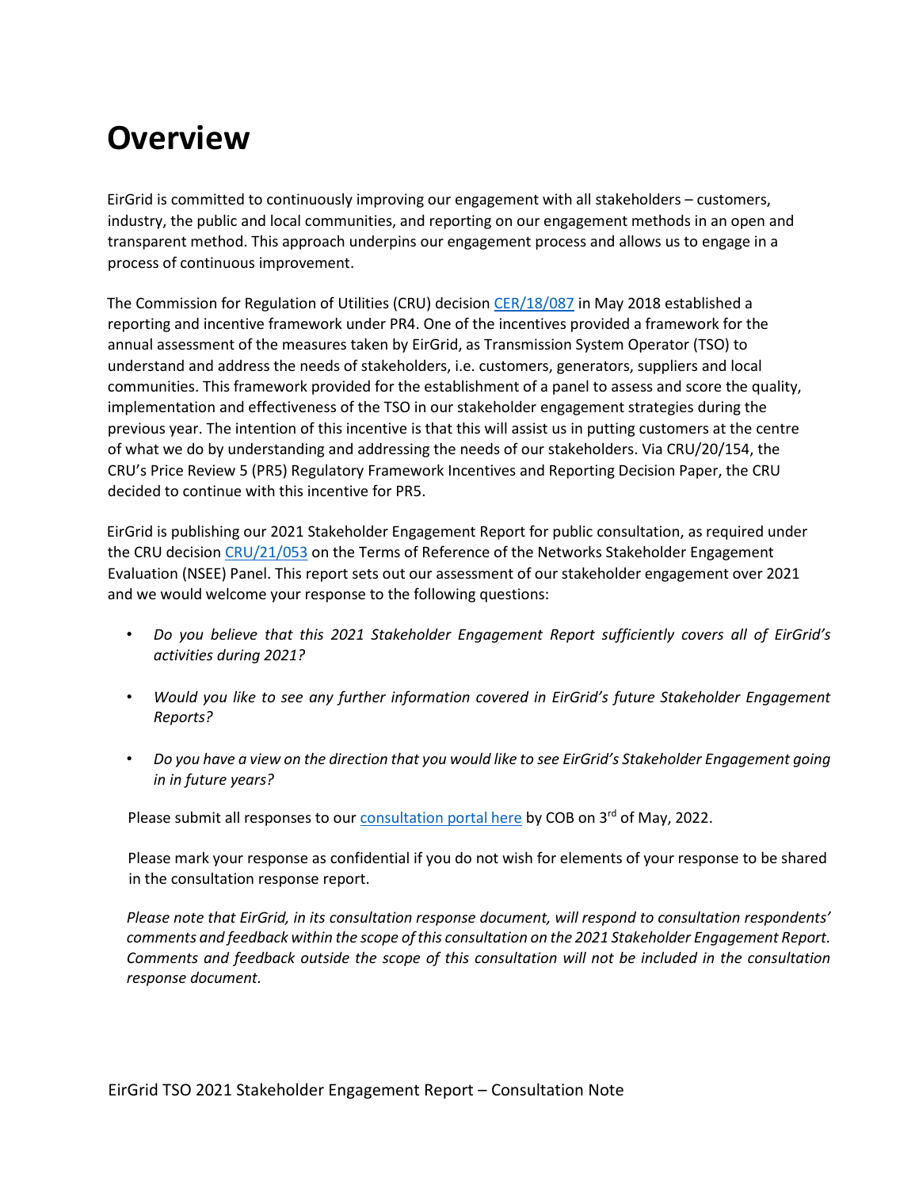# Overview

EirGrid is committed to continuously improving our engagement with all stakeholders – customers, industry, the public and local communities, and reporting on our engagement methods in an open and transparent method. This approach underpins our engagement process and allows us to engage in a process of continuous improvement.

The Commission for Regulation of Utilities (CRU) decision [CER/18/087](CER/18/087) in May 2018 established a reporting and incentive framework under PR4. One of the incentives provided a framework for the annual assessment of the measures taken by EirGrid, as Transmission System Operator (TSO) to understand and address the needs of stakeholders, i.e. customers, generators, suppliers and local communities. This framework provided for the establishment of a panel to assess and score the quality, implementation and effectiveness of the TSO in our stakeholder engagement strategies during the previous year. The intention of this incentive is that this will assist us in putting customers at the centre of what we do by understanding and addressing the needs of our stakeholders. Via CRU/20/154, the CRU's Price Review 5 (PR5) Regulatory Framework Incentives and Reporting Decision Paper, the CRU decided to continue with this incentive for PR5.

EirGrid is publishing our 2021 Stakeholder Engagement Report for public consultation, as required under the CRU decision [CRU/21/053](CRU/21/053) on the Terms of Reference of the Networks Stakeholder Engagement Evaluation (NSEE) Panel. This report sets out our assessment of our stakeholder engagement over 2021 and we would welcome your response to the following questions:

- *Do you believe that this 2021 Stakeholder Engagement Report sufficiently covers all of EirGrid's activities during 2021?*
- *Would you like to see any further information covered in EirGrid's future Stakeholder Engagement Reports?*
- *Do you have a view on the direction that you would like to see EirGrid's Stakeholder Engagement going in in future years?*

Please submit all responses to our consultation portal here by COB on 3rd of May, 2022.

Please mark your response as confidential if you do not wish for elements of your response to be shared in the consultation response report.

*Please note that EirGrid, in its consultation response document, will respond to consultation respondents' comments and feedback within the scope of this consultation on the 2021 Stakeholder Engagement Report. Comments and feedback outside the scope of this consultation will not be included in the consultation response document.*